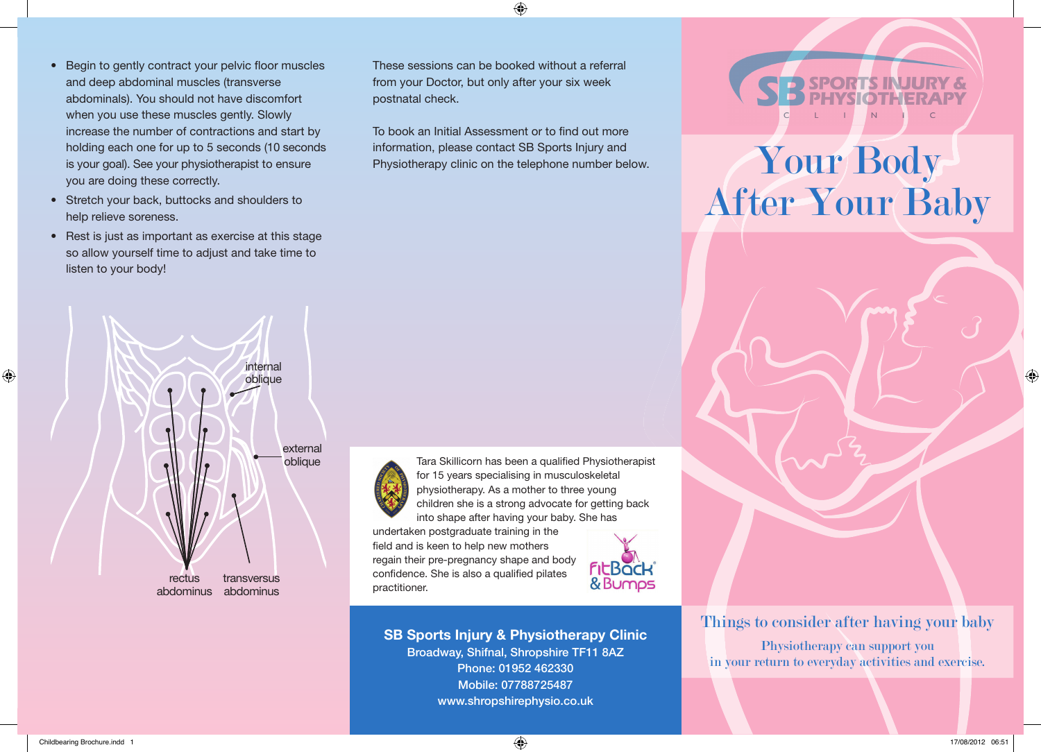- Begin to gently contract your pelvic floor muscles and deep abdominal muscles (transverse abdominals). You should not have discomfort when you use these muscles gently. Slowly increase the number of contractions and start by holding each one for up to 5 seconds (10 seconds is your goal). See your physiotherapist to ensure you are doing these correctly.
- Stretch your back, buttocks and shoulders to help relieve soreness.
- Rest is just as important as exercise at this stage so allow yourself time to adjust and take time to listen to your body!

internal oblique

external oblique

rectus abdominus

transversus abdominus

These sessions can be booked without a referral from your Doctor, but only after your six week postnatal check.

To book an Initial Assessment or to find out more information, please contact SB Sports Injury and Physiotherapy clinic on the telephone number below.

Tara Skillicorn has been a qualified Physiotherapist for 15 years specialising in musculoskeletal physiotherapy. As a mother to three young children she is a strong advocate for getting back into shape after having your baby. She has undertaken postgraduate training in the field and is keen to help new mothers regain their pre-pregnancy shape and body confidence. She is also a qualified pilates practitioner.

FitBack & Bumps

**SB Sports Injury & Physiotherapy Clinic**
**Broadway, Shifnal, Shropshire TF11 8AZ**
**Phone: 01952 462330**
**Mobile: 07788725487**
**www.shropshirephysio.co.uk**

SB SPORTS INJURY & PHYSIOTHERAPY CLINIC

# Your Body After Your Baby

## Things to consider after having your baby

Physiotherapy can support you in your return to everyday activities and exercise.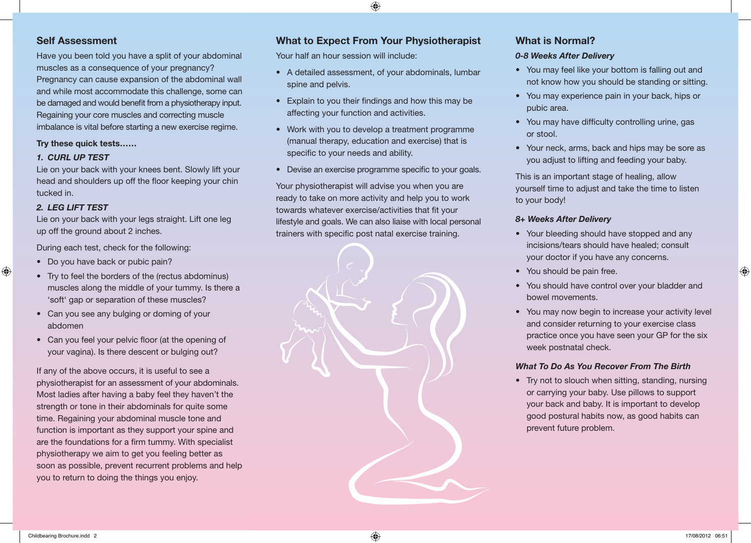## Self Assessment

Have you been told you have a split of your abdominal muscles as a consequence of your pregnancy? Pregnancy can cause expansion of the abdominal wall and while most accommodate this challenge, some can be damaged and would benefit from a physiotherapy input. Regaining your core muscles and correcting muscle imbalance is vital before starting a new exercise regime.

**Try these quick tests……**

***1. CURL UP TEST***

Lie on your back with your knees bent. Slowly lift your head and shoulders up off the floor keeping your chin tucked in.

***2. LEG LIFT TEST***

Lie on your back with your legs straight. Lift one leg up off the ground about 2 inches.

During each test, check for the following:

- Do you have back or pubic pain?
- Try to feel the borders of the (rectus abdominus) muscles along the middle of your tummy. Is there a 'soft' gap or separation of these muscles?
- Can you see any bulging or doming of your abdomen
- Can you feel your pelvic floor (at the opening of your vagina). Is there descent or bulging out?

If any of the above occurs, it is useful to see a physiotherapist for an assessment of your abdominals. Most ladies after having a baby feel they haven't the strength or tone in their abdominals for quite some time. Regaining your abdominal muscle tone and function is important as they support your spine and are the foundations for a firm tummy. With specialist physiotherapy we aim to get you feeling better as soon as possible, prevent recurrent problems and help you to return to doing the things you enjoy.

## What to Expect From Your Physiotherapist

Your half an hour session will include:

- A detailed assessment, of your abdominals, lumbar spine and pelvis.
- Explain to you their findings and how this may be affecting your function and activities.
- Work with you to develop a treatment programme (manual therapy, education and exercise) that is specific to your needs and ability.
- Devise an exercise programme specific to your goals.

Your physiotherapist will advise you when you are ready to take on more activity and help you to work towards whatever exercise/activities that fit your lifestyle and goals. We can also liaise with local personal trainers with specific post natal exercise training.

## What is Normal?

***0-8 Weeks After Delivery***

- You may feel like your bottom is falling out and not know how you should be standing or sitting.
- You may experience pain in your back, hips or pubic area.
- You may have difficulty controlling urine, gas or stool.
- Your neck, arms, back and hips may be sore as you adjust to lifting and feeding your baby.

This is an important stage of healing, allow yourself time to adjust and take the time to listen to your body!

***8+ Weeks After Delivery***

- Your bleeding should have stopped and any incisions/tears should have healed; consult your doctor if you have any concerns.
- You should be pain free.
- You should have control over your bladder and bowel movements.
- You may now begin to increase your activity level and consider returning to your exercise class practice once you have seen your GP for the six week postnatal check.

***What To Do As You Recover From The Birth***

- Try not to slouch when sitting, standing, nursing or carrying your baby. Use pillows to support your back and baby. It is important to develop good postural habits now, as good habits can prevent future problem.